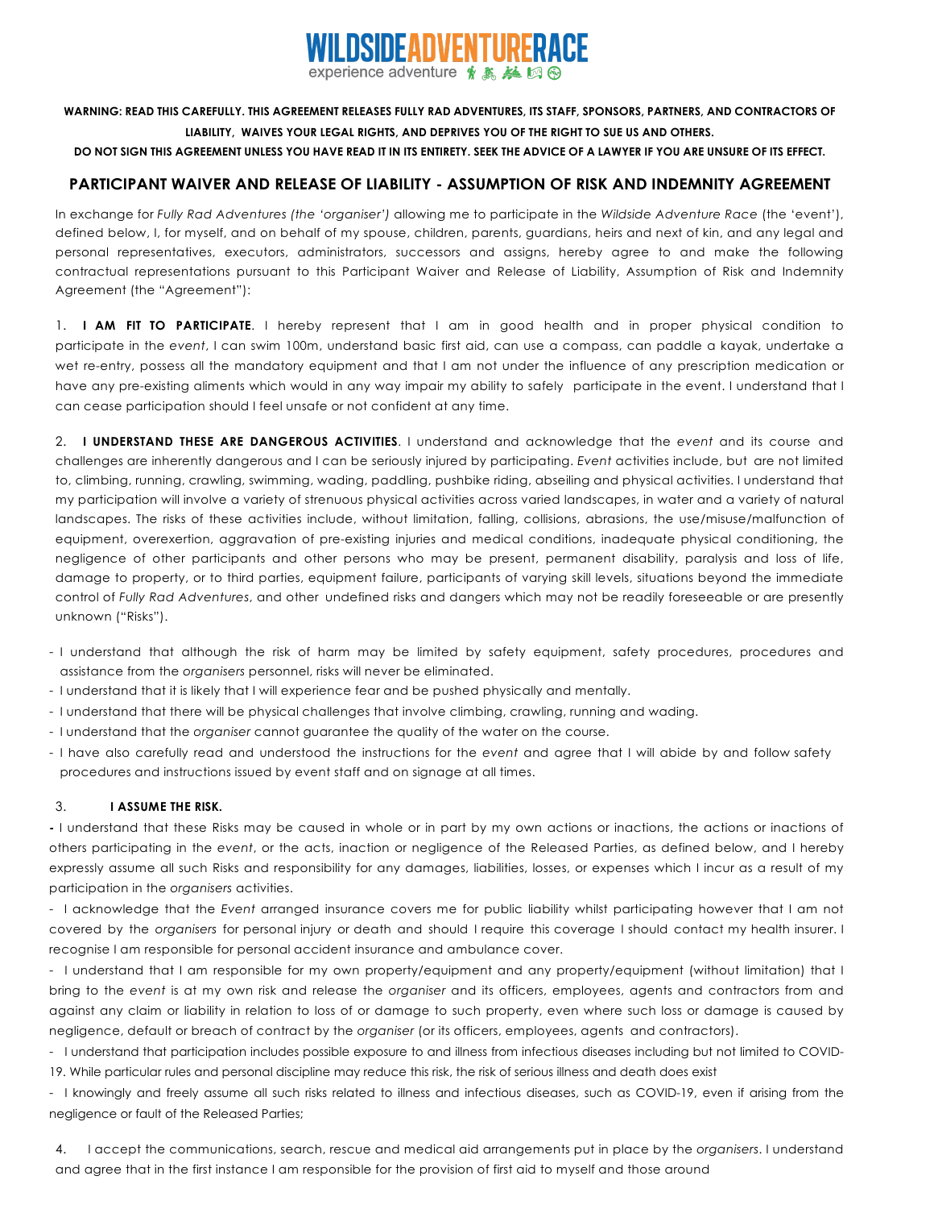# WILDSIDEADVENTURERACE

experience adventure

**WARNING: READ THIS CAREFULLY. THIS AGREEMENT RELEASES FULLY RAD ADVENTURES, ITS STAFF, SPONSORS, PARTNERS, AND CONTRACTORS OF LIABILITY, WAIVES YOUR LEGAL RIGHTS, AND DEPRIVES YOU OF THE RIGHT TO SUE US AND OTHERS.**

**DO NOT SIGN THIS AGREEMENT UNLESS YOU HAVE READ IT IN ITS ENTIRETY. SEEK THE ADVICE OF A LAWYER IF YOU ARE UNSURE OF ITS EFFECT.**

## PARTICIPANT WAIVER AND RELEASE OF LIABILITY - ASSUMPTION OF RISK AND INDEMNITY AGREEMENT

In exchange for *Fully Rad Adventures (the 'organiser')* allowing me to participate in the *Wildside Adventure Race* (the 'event'), defined below, I, for myself, and on behalf of my spouse, children, parents, guardians, heirs and next of kin, and any legal and personal representatives, executors, administrators, successors and assigns, hereby agree to and make the following contractual representations pursuant to this Participant Waiver and Release of Liability, Assumption of Risk and Indemnity Agreement (the "Agreement"):

1. **I AM FIT TO PARTICIPATE**. I hereby represent that I am in good health and in proper physical condition to participate in the *event*, I can swim 100m, understand basic first aid, can use a compass, can paddle a kayak, undertake a wet re-entry, possess all the mandatory equipment and that I am not under the influence of any prescription medication or have any pre-existing aliments which would in any way impair my ability to safely participate in the event. I understand that I can cease participation should I feel unsafe or not confident at any time.

2. **I UNDERSTAND THESE ARE DANGEROUS ACTIVITIES**. I understand and acknowledge that the *event* and its course and challenges are inherently dangerous and I can be seriously injured by participating. *Event* activities include, but are not limited to, climbing, running, crawling, swimming, wading, paddling, pushbike riding, abseiling and physical activities. I understand that my participation will involve a variety of strenuous physical activities across varied landscapes, in water and a variety of natural landscapes. The risks of these activities include, without limitation, falling, collisions, abrasions, the use/misuse/malfunction of equipment, overexertion, aggravation of pre-existing injuries and medical conditions, inadequate physical conditioning, the negligence of other participants and other persons who may be present, permanent disability, paralysis and loss of life, damage to property, or to third parties, equipment failure, participants of varying skill levels, situations beyond the immediate control of *Fully Rad Adventures*, and other undefined risks and dangers which may not be readily foreseeable or are presently unknown ("Risks").

- I understand that although the risk of harm may be limited by safety equipment, safety procedures, procedures and assistance from the *organisers* personnel, risks will never be eliminated.
- I understand that it is likely that I will experience fear and be pushed physically and mentally.
- I understand that there will be physical challenges that involve climbing, crawling, running and wading.
- I understand that the *organiser* cannot guarantee the quality of the water on the course.
- I have also carefully read and understood the instructions for the *event* and agree that I will abide by and follow safety procedures and instructions issued by event staff and on signage at all times.

3. **I ASSUME THE RISK.**

- I understand that these Risks may be caused in whole or in part by my own actions or inactions, the actions or inactions of others participating in the *event*, or the acts, inaction or negligence of the Released Parties, as defined below, and I hereby expressly assume all such Risks and responsibility for any damages, liabilities, losses, or expenses which I incur as a result of my participation in the *organisers* activities.
- I acknowledge that the *Event* arranged insurance covers me for public liability whilst participating however that I am not covered by the *organisers* for personal injury or death and should I require this coverage I should contact my health insurer. I recognise I am responsible for personal accident insurance and ambulance cover.
- I understand that I am responsible for my own property/equipment and any property/equipment (without limitation) that I bring to the *event* is at my own risk and release the *organiser* and its officers, employees, agents and contractors from and against any claim or liability in relation to loss of or damage to such property, even where such loss or damage is caused by negligence, default or breach of contract by the *organiser* (or its officers, employees, agents and contractors).
- I understand that participation includes possible exposure to and illness from infectious diseases including but not limited to COVID-19. While particular rules and personal discipline may reduce this risk, the risk of serious illness and death does exist
- I knowingly and freely assume all such risks related to illness and infectious diseases, such as COVID-19, even if arising from the negligence or fault of the Released Parties;

4. I accept the communications, search, rescue and medical aid arrangements put in place by the *organisers*. I understand and agree that in the first instance I am responsible for the provision of first aid to myself and those around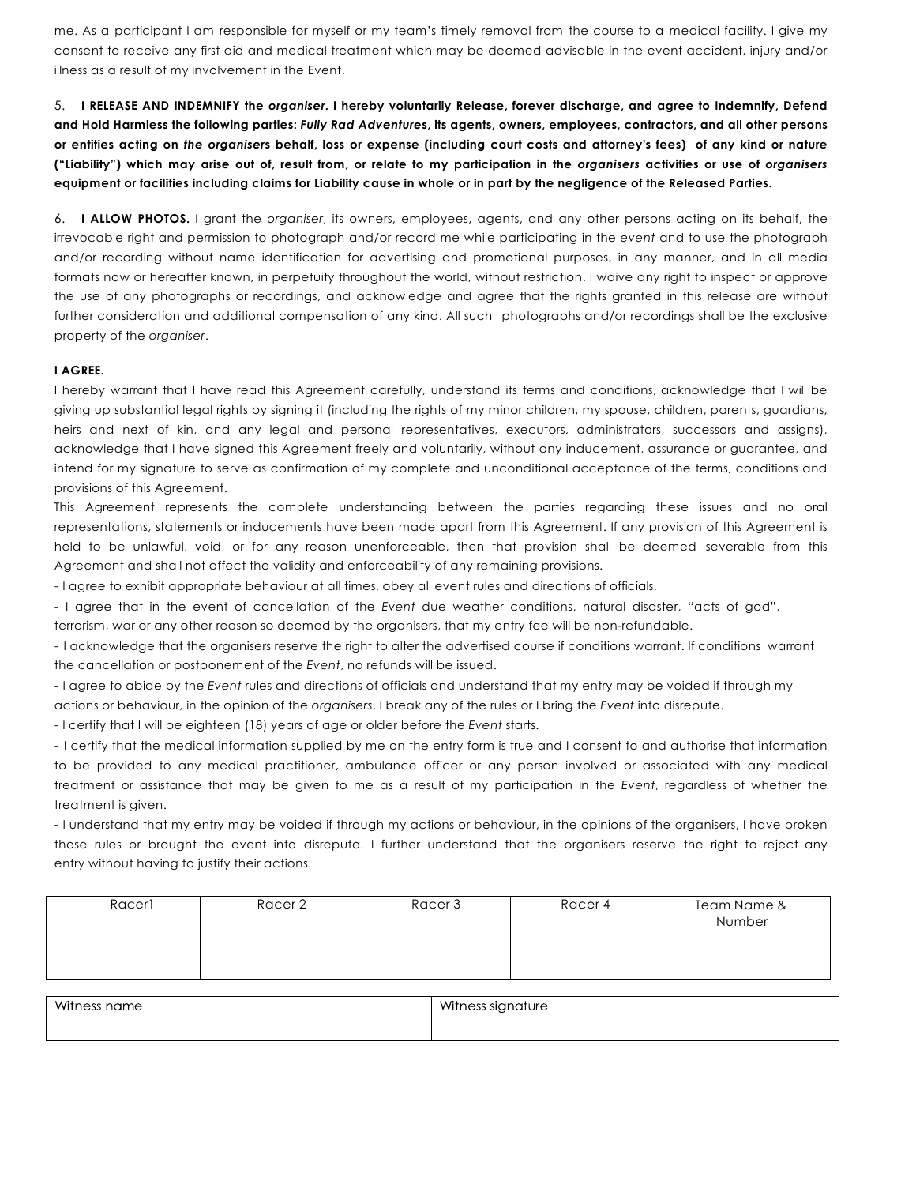me. As a participant I am responsible for myself or my team's timely removal from the course to a medical facility. I give my consent to receive any first aid and medical treatment which may be deemed advisable in the event accident, injury and/or illness as a result of my involvement in the Event.

5. **I RELEASE AND INDEMNIFY the *organiser*. I hereby voluntarily Release, forever discharge, and agree to Indemnify, Defend and Hold Harmless the following parties: *Fully Rad Adventure*s, its agents, owners, employees, contractors, and all other persons or entities acting on *the organiser*s behalf, loss or expense (including court costs and attorney's fees) of any kind or nature ("Liability") which may arise out of, result from, or relate to my participation in the *organisers* activities or use of *organisers* equipment or facilities including claims for Liability cause in whole or in part by the negligence of the Released Parties.**

6. **I ALLOW PHOTOS.** I grant the *organiser*, its owners, employees, agents, and any other persons acting on its behalf, the irrevocable right and permission to photograph and/or record me while participating in the *event* and to use the photograph and/or recording without name identification for advertising and promotional purposes, in any manner, and in all media formats now or hereafter known, in perpetuity throughout the world, without restriction. I waive any right to inspect or approve the use of any photographs or recordings, and acknowledge and agree that the rights granted in this release are without further consideration and additional compensation of any kind. All such photographs and/or recordings shall be the exclusive property of the *organiser*.

**I AGREE.**

I hereby warrant that I have read this Agreement carefully, understand its terms and conditions, acknowledge that I will be giving up substantial legal rights by signing it (including the rights of my minor children, my spouse, children, parents, guardians, heirs and next of kin, and any legal and personal representatives, executors, administrators, successors and assigns), acknowledge that I have signed this Agreement freely and voluntarily, without any inducement, assurance or guarantee, and intend for my signature to serve as confirmation of my complete and unconditional acceptance of the terms, conditions and provisions of this Agreement.

This Agreement represents the complete understanding between the parties regarding these issues and no oral representations, statements or inducements have been made apart from this Agreement. If any provision of this Agreement is held to be unlawful, void, or for any reason unenforceable, then that provision shall be deemed severable from this Agreement and shall not affect the validity and enforceability of any remaining provisions.

- I agree to exhibit appropriate behaviour at all times, obey all event rules and directions of officials.
- I agree that in the event of cancellation of the *Event* due weather conditions, natural disaster, "acts of god", terrorism, war or any other reason so deemed by the organisers, that my entry fee will be non-refundable.
- I acknowledge that the organisers reserve the right to alter the advertised course if conditions warrant. If conditions warrant the cancellation or postponement of the *Event*, no refunds will be issued.
- I agree to abide by the *Event* rules and directions of officials and understand that my entry may be voided if through my actions or behaviour, in the opinion of the *organisers*, I break any of the rules or I bring the *Event* into disrepute.
- I certify that I will be eighteen (18) years of age or older before the *Event* starts.
- I certify that the medical information supplied by me on the entry form is true and I consent to and authorise that information to be provided to any medical practitioner, ambulance officer or any person involved or associated with any medical treatment or assistance that may be given to me as a result of my participation in the *Event*, regardless of whether the treatment is given.
- I understand that my entry may be voided if through my actions or behaviour, in the opinions of the organisers, I have broken these rules or brought the event into disrepute. I further understand that the organisers reserve the right to reject any entry without having to justify their actions.

| Racer1 | Racer 2 | Racer 3 | Racer 4 | Team Name & Number |
|---|---|---|---|---|
| | | | | |

| Witness name | Witness signature |
|---|---|
| | |